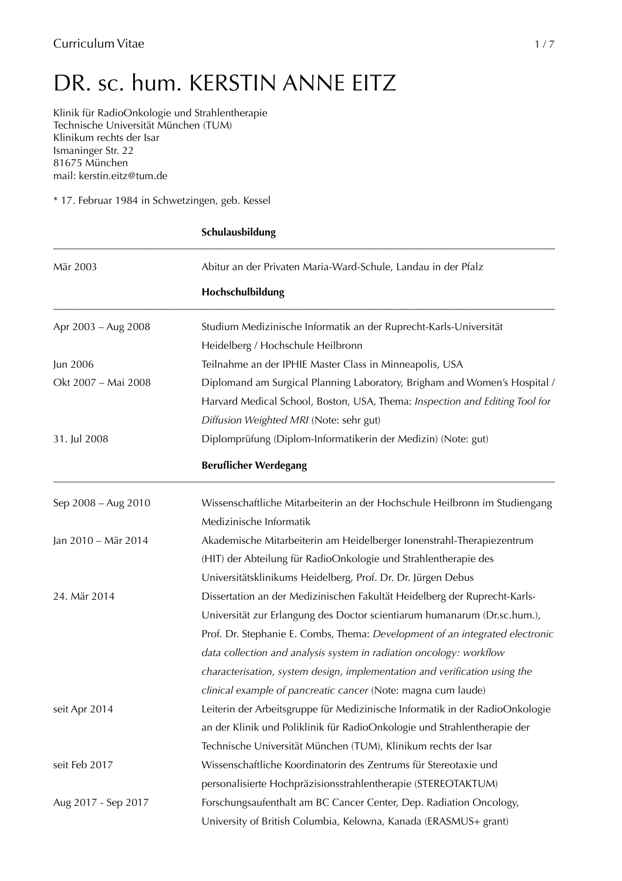# DR. sc. hum. KERSTIN ANNE EITZ

Klinik für RadioOnkologie und Strahlentherapie
Technische Universität München (TUM)
Klinikum rechts der Isar
Ismaninger Str. 22
81675 München
mail: kerstin.eitz@tum.de

* 17. Februar 1984 in Schwetzingen, geb. Kessel

## Schulausbildung

| | |
|---|---|
| Mär 2003 | Abitur an der Privaten Maria-Ward-Schule, Landau in der Pfalz |

## Hochschulbildung

| | |
|---|---|
| Apr 2003 – Aug 2008 | Studium Medizinische Informatik an der Ruprecht-Karls-Universität Heidelberg / Hochschule Heilbronn |
| Jun 2006 | Teilnahme an der IPHIE Master Class in Minneapolis, USA |
| Okt 2007 – Mai 2008 | Diplomand am Surgical Planning Laboratory, Brigham and Women's Hospital / Harvard Medical School, Boston, USA, Thema: *Inspection and Editing Tool for Diffusion Weighted MRI* (Note: sehr gut) |
| 31. Jul 2008 | Diplomprüfung (Diplom-Informatikerin der Medizin) (Note: gut) |

## Beruflicher Werdegang

| | |
|---|---|
| Sep 2008 – Aug 2010 | Wissenschaftliche Mitarbeiterin an der Hochschule Heilbronn im Studiengang Medizinische Informatik |
| Jan 2010 – Mär 2014 | Akademische Mitarbeiterin am Heidelberger Ionenstrahl-Therapiezentrum (HIT) der Abteilung für RadioOnkologie und Strahlentherapie des Universitätsklinikums Heidelberg, Prof. Dr. Dr. Jürgen Debus |
| 24. Mär 2014 | Dissertation an der Medizinischen Fakultät Heidelberg der Ruprecht-Karls-Universität zur Erlangung des Doctor scientiarum humanarum (Dr.sc.hum.), Prof. Dr. Stephanie E. Combs, Thema: *Development of an integrated electronic data collection and analysis system in radiation oncology: workflow characterisation, system design, implementation and verification using the clinical example of pancreatic cancer* (Note: magna cum laude) |
| seit Apr 2014 | Leiterin der Arbeitsgruppe für Medizinische Informatik in der RadioOnkologie an der Klinik und Poliklinik für RadioOnkologie und Strahlentherapie der Technische Universität München (TUM), Klinikum rechts der Isar |
| seit Feb 2017 | Wissenschaftliche Koordinatorin des Zentrums für Stereotaxie und personalisierte Hochpräzisionsstrahlentherapie (STEREOTAKTUM) |
| Aug 2017 - Sep 2017 | Forschungsaufenthalt am BC Cancer Center, Dep. Radiation Oncology, University of British Columbia, Kelowna, Kanada (ERASMUS+ grant) |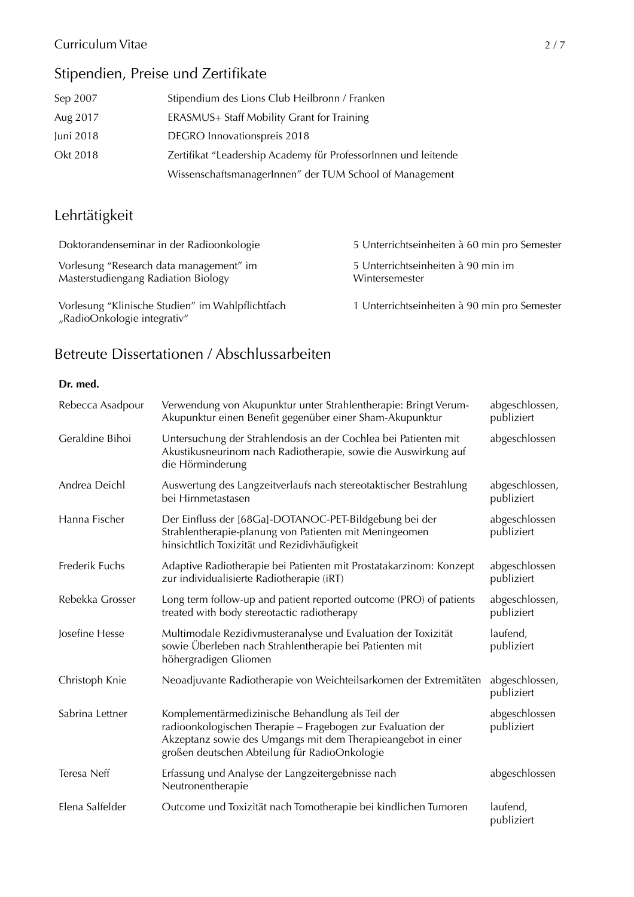## Stipendien, Preise und Zertifikate

| | |
|---|---|
| Sep 2007 | Stipendium des Lions Club Heilbronn / Franken |
| Aug 2017 | ERASMUS+ Staff Mobility Grant for Training |
| Juni 2018 | DEGRO Innovationspreis 2018 |
| Okt 2018 | Zertifikat "Leadership Academy für ProfessorInnen und leitende WissenschaftsmanagerInnen" der TUM School of Management |

## Lehrtätigkeit

| | |
|---|---|
| Doktorandenseminar in der Radioonkologie | 5 Unterrichtseinheiten à 60 min pro Semester |
| Vorlesung "Research data management" im Masterstudiengang Radiation Biology | 5 Unterrichtseinheiten à 90 min im Wintersemester |
| Vorlesung "Klinische Studien" im Wahlpflichtfach „RadioOnkologie integrativ" | 1 Unterrichtseinheiten à 90 min pro Semester |

## Betreute Dissertationen / Abschlussarbeiten

**Dr. med.**

| | | |
|---|---|---|
| Rebecca Asadpour | Verwendung von Akupunktur unter Strahlentherapie: Bringt Verum-Akupunktur einen Benefit gegenüber einer Sham-Akupunktur | abgeschlossen, publiziert |
| Geraldine Bihoi | Untersuchung der Strahlendosis an der Cochlea bei Patienten mit Akustikusneurinom nach Radiotherapie, sowie die Auswirkung auf die Hörminderung | abgeschlossen |
| Andrea Deichl | Auswertung des Langzeitverlaufs nach stereotaktischer Bestrahlung bei Hirnmetastasen | abgeschlossen, publiziert |
| Hanna Fischer | Der Einfluss der [68Ga]-DOTANOC-PET-Bildgebung bei der Strahlentherapie-planung von Patienten mit Meningeomen hinsichtlich Toxizität und Rezidivhäufigkeit | abgeschlossen publiziert |
| Frederik Fuchs | Adaptive Radiotherapie bei Patienten mit Prostatakarzinom: Konzept zur individualisierte Radiotherapie (iRT) | abgeschlossen publiziert |
| Rebekka Grosser | Long term follow-up and patient reported outcome (PRO) of patients treated with body stereotactic radiotherapy | abgeschlossen, publiziert |
| Josefine Hesse | Multimodale Rezidivmusteranalyse und Evaluation der Toxizität sowie Überleben nach Strahlentherapie bei Patienten mit höhergradigen Gliomen | laufend, publiziert |
| Christoph Knie | Neoadjuvante Radiotherapie von Weichteilsarkomen der Extremitäten | abgeschlossen, publiziert |
| Sabrina Lettner | Komplementärmedizinische Behandlung als Teil der radioonkologischen Therapie – Fragebogen zur Evaluation der Akzeptanz sowie des Umgangs mit dem Therapieangebot in einer großen deutschen Abteilung für RadioOnkologie | abgeschlossen publiziert |
| Teresa Neff | Erfassung und Analyse der Langzeitergebnisse nach Neutronentherapie | abgeschlossen |
| Elena Salfelder | Outcome und Toxizität nach Tomotherapie bei kindlichen Tumoren | laufend, publiziert |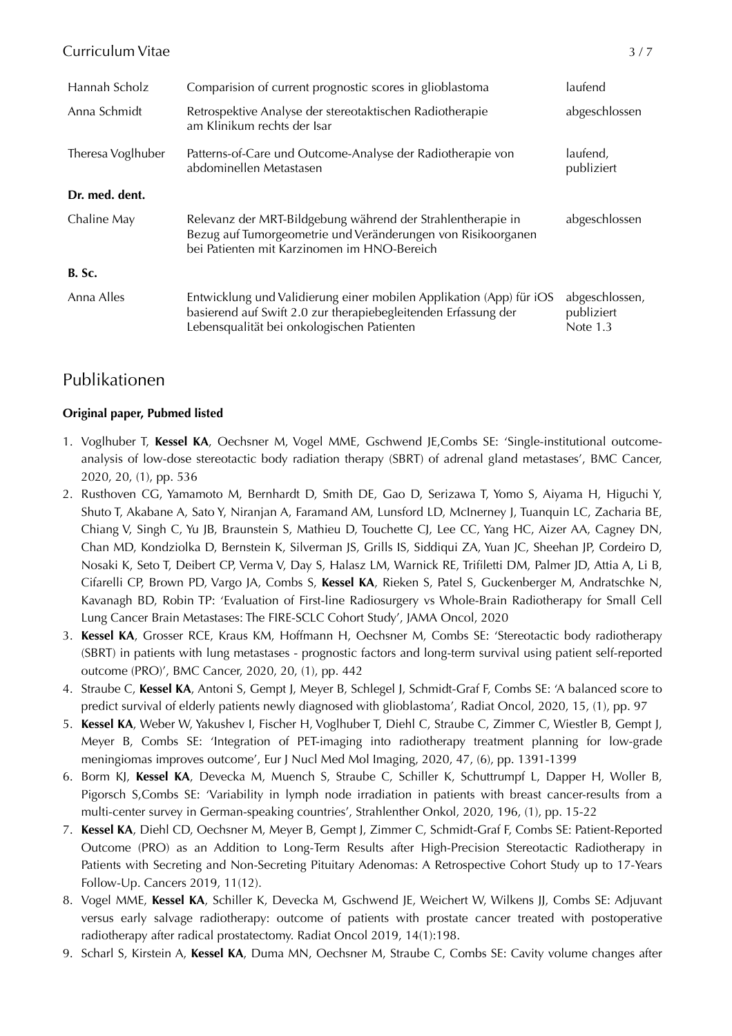| | | |
|---|---|---|
| Hannah Scholz | Comparision of current prognostic scores in glioblastoma | laufend |
| Anna Schmidt | Retrospektive Analyse der stereotaktischen Radiotherapie am Klinikum rechts der Isar | abgeschlossen |
| Theresa Voglhuber | Patterns-of-Care und Outcome-Analyse der Radiotherapie von abdominellen Metastasen | laufend, publiziert |
| **Dr. med. dent.** | | |
| Chaline May | Relevanz der MRT-Bildgebung während der Strahlentherapie in Bezug auf Tumorgeometrie und Veränderungen von Risikoorganen bei Patienten mit Karzinomen im HNO-Bereich | abgeschlossen |
| **B. Sc.** | | |
| Anna Alles | Entwicklung und Validierung einer mobilen Applikation (App) für iOS basierend auf Swift 2.0 zur therapiebegleitenden Erfassung der Lebensqualität bei onkologischen Patienten | abgeschlossen, publiziert Note 1.3 |

# Publikationen

**Original paper, Pubmed listed**

1. Voglhuber T, **Kessel KA**, Oechsner M, Vogel MME, Gschwend JE,Combs SE: 'Single-institutional outcome-analysis of low-dose stereotactic body radiation therapy (SBRT) of adrenal gland metastases', BMC Cancer, 2020, 20, (1), pp. 536
2. Rusthoven CG, Yamamoto M, Bernhardt D, Smith DE, Gao D, Serizawa T, Yomo S, Aiyama H, Higuchi Y, Shuto T, Akabane A, Sato Y, Niranjan A, Faramand AM, Lunsford LD, McInerney J, Tuanquin LC, Zacharia BE, Chiang V, Singh C, Yu JB, Braunstein S, Mathieu D, Touchette CJ, Lee CC, Yang HC, Aizer AA, Cagney DN, Chan MD, Kondziolka D, Bernstein K, Silverman JS, Grills IS, Siddiqui ZA, Yuan JC, Sheehan JP, Cordeiro D, Nosaki K, Seto T, Deibert CP, Verma V, Day S, Halasz LM, Warnick RE, Trifiletti DM, Palmer JD, Attia A, Li B, Cifarelli CP, Brown PD, Vargo JA, Combs S, **Kessel KA**, Rieken S, Patel S, Guckenberger M, Andratschke N, Kavanagh BD, Robin TP: 'Evaluation of First-line Radiosurgery vs Whole-Brain Radiotherapy for Small Cell Lung Cancer Brain Metastases: The FIRE-SCLC Cohort Study', JAMA Oncol, 2020
3. **Kessel KA**, Grosser RCE, Kraus KM, Hoffmann H, Oechsner M, Combs SE: 'Stereotactic body radiotherapy (SBRT) in patients with lung metastases - prognostic factors and long-term survival using patient self-reported outcome (PRO)', BMC Cancer, 2020, 20, (1), pp. 442
4. Straube C, **Kessel KA**, Antoni S, Gempt J, Meyer B, Schlegel J, Schmidt-Graf F, Combs SE: 'A balanced score to predict survival of elderly patients newly diagnosed with glioblastoma', Radiat Oncol, 2020, 15, (1), pp. 97
5. **Kessel KA**, Weber W, Yakushev I, Fischer H, Voglhuber T, Diehl C, Straube C, Zimmer C, Wiestler B, Gempt J, Meyer B, Combs SE: 'Integration of PET-imaging into radiotherapy treatment planning for low-grade meningiomas improves outcome', Eur J Nucl Med Mol Imaging, 2020, 47, (6), pp. 1391-1399
6. Borm KJ, **Kessel KA**, Devecka M, Muench S, Straube C, Schiller K, Schuttrumpf L, Dapper H, Woller B, Pigorsch S,Combs SE: 'Variability in lymph node irradiation in patients with breast cancer-results from a multi-center survey in German-speaking countries', Strahlenther Onkol, 2020, 196, (1), pp. 15-22
7. **Kessel KA**, Diehl CD, Oechsner M, Meyer B, Gempt J, Zimmer C, Schmidt-Graf F, Combs SE: Patient-Reported Outcome (PRO) as an Addition to Long-Term Results after High-Precision Stereotactic Radiotherapy in Patients with Secreting and Non-Secreting Pituitary Adenomas: A Retrospective Cohort Study up to 17-Years Follow-Up. Cancers 2019, 11(12).
8. Vogel MME, **Kessel KA**, Schiller K, Devecka M, Gschwend JE, Weichert W, Wilkens JJ, Combs SE: Adjuvant versus early salvage radiotherapy: outcome of patients with prostate cancer treated with postoperative radiotherapy after radical prostatectomy. Radiat Oncol 2019, 14(1):198.
9. Scharl S, Kirstein A, **Kessel KA**, Duma MN, Oechsner M, Straube C, Combs SE: Cavity volume changes after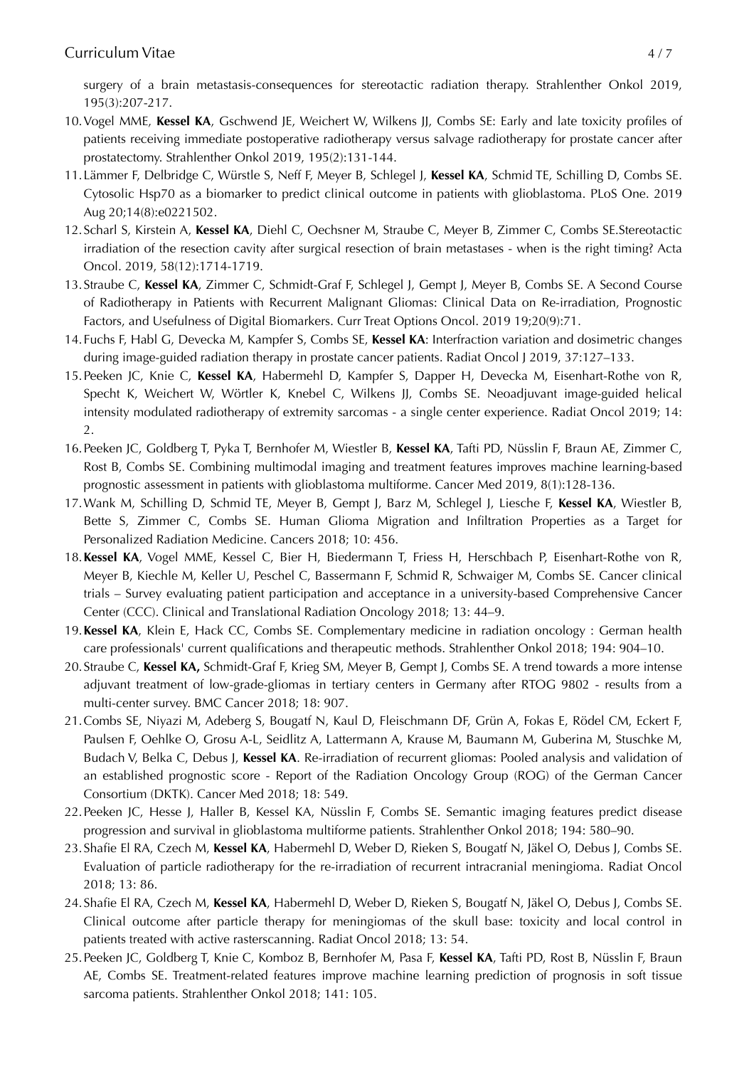surgery of a brain metastasis-consequences for stereotactic radiation therapy. Strahlenther Onkol 2019, 195(3):207-217.

10. Vogel MME, **Kessel KA**, Gschwend JE, Weichert W, Wilkens JJ, Combs SE: Early and late toxicity profiles of patients receiving immediate postoperative radiotherapy versus salvage radiotherapy for prostate cancer after prostatectomy. Strahlenther Onkol 2019, 195(2):131-144.
11. Lämmer F, Delbridge C, Würstle S, Neff F, Meyer B, Schlegel J, **Kessel KA**, Schmid TE, Schilling D, Combs SE. Cytosolic Hsp70 as a biomarker to predict clinical outcome in patients with glioblastoma. PLoS One. 2019 Aug 20;14(8):e0221502.
12. Scharl S, Kirstein A, **Kessel KA**, Diehl C, Oechsner M, Straube C, Meyer B, Zimmer C, Combs SE.Stereotactic irradiation of the resection cavity after surgical resection of brain metastases - when is the right timing? Acta Oncol. 2019, 58(12):1714-1719.
13. Straube C, **Kessel KA**, Zimmer C, Schmidt-Graf F, Schlegel J, Gempt J, Meyer B, Combs SE. A Second Course of Radiotherapy in Patients with Recurrent Malignant Gliomas: Clinical Data on Re-irradiation, Prognostic Factors, and Usefulness of Digital Biomarkers. Curr Treat Options Oncol. 2019 19;20(9):71.
14. Fuchs F, Habl G, Devecka M, Kampfer S, Combs SE, **Kessel KA**: Interfraction variation and dosimetric changes during image-guided radiation therapy in prostate cancer patients. Radiat Oncol J 2019, 37:127–133.
15. Peeken JC, Knie C, **Kessel KA**, Habermehl D, Kampfer S, Dapper H, Devecka M, Eisenhart-Rothe von R, Specht K, Weichert W, Wörtler K, Knebel C, Wilkens JJ, Combs SE. Neoadjuvant image-guided helical intensity modulated radiotherapy of extremity sarcomas - a single center experience. Radiat Oncol 2019; 14: 2.
16. Peeken JC, Goldberg T, Pyka T, Bernhofer M, Wiestler B, **Kessel KA**, Tafti PD, Nüsslin F, Braun AE, Zimmer C, Rost B, Combs SE. Combining multimodal imaging and treatment features improves machine learning-based prognostic assessment in patients with glioblastoma multiforme. Cancer Med 2019, 8(1):128-136.
17. Wank M, Schilling D, Schmid TE, Meyer B, Gempt J, Barz M, Schlegel J, Liesche F, **Kessel KA**, Wiestler B, Bette S, Zimmer C, Combs SE. Human Glioma Migration and Infiltration Properties as a Target for Personalized Radiation Medicine. Cancers 2018; 10: 456.
18. **Kessel KA**, Vogel MME, Kessel C, Bier H, Biedermann T, Friess H, Herschbach P, Eisenhart-Rothe von R, Meyer B, Kiechle M, Keller U, Peschel C, Bassermann F, Schmid R, Schwaiger M, Combs SE. Cancer clinical trials – Survey evaluating patient participation and acceptance in a university-based Comprehensive Cancer Center (CCC). Clinical and Translational Radiation Oncology 2018; 13: 44–9.
19. **Kessel KA**, Klein E, Hack CC, Combs SE. Complementary medicine in radiation oncology : German health care professionals' current qualifications and therapeutic methods. Strahlenther Onkol 2018; 194: 904–10.
20. Straube C, **Kessel KA,** Schmidt-Graf F, Krieg SM, Meyer B, Gempt J, Combs SE. A trend towards a more intense adjuvant treatment of low-grade-gliomas in tertiary centers in Germany after RTOG 9802 - results from a multi-center survey. BMC Cancer 2018; 18: 907.
21. Combs SE, Niyazi M, Adeberg S, Bougatf N, Kaul D, Fleischmann DF, Grün A, Fokas E, Rödel CM, Eckert F, Paulsen F, Oehlke O, Grosu A-L, Seidlitz A, Lattermann A, Krause M, Baumann M, Guberina M, Stuschke M, Budach V, Belka C, Debus J, **Kessel KA**. Re-irradiation of recurrent gliomas: Pooled analysis and validation of an established prognostic score - Report of the Radiation Oncology Group (ROG) of the German Cancer Consortium (DKTK). Cancer Med 2018; 18: 549.
22. Peeken JC, Hesse J, Haller B, Kessel KA, Nüsslin F, Combs SE. Semantic imaging features predict disease progression and survival in glioblastoma multiforme patients. Strahlenther Onkol 2018; 194: 580–90.
23. Shafie El RA, Czech M, **Kessel KA**, Habermehl D, Weber D, Rieken S, Bougatf N, Jäkel O, Debus J, Combs SE. Evaluation of particle radiotherapy for the re-irradiation of recurrent intracranial meningioma. Radiat Oncol 2018; 13: 86.
24. Shafie El RA, Czech M, **Kessel KA**, Habermehl D, Weber D, Rieken S, Bougatf N, Jäkel O, Debus J, Combs SE. Clinical outcome after particle therapy for meningiomas of the skull base: toxicity and local control in patients treated with active rasterscanning. Radiat Oncol 2018; 13: 54.
25. Peeken JC, Goldberg T, Knie C, Komboz B, Bernhofer M, Pasa F, **Kessel KA**, Tafti PD, Rost B, Nüsslin F, Braun AE, Combs SE. Treatment-related features improve machine learning prediction of prognosis in soft tissue sarcoma patients. Strahlenther Onkol 2018; 141: 105.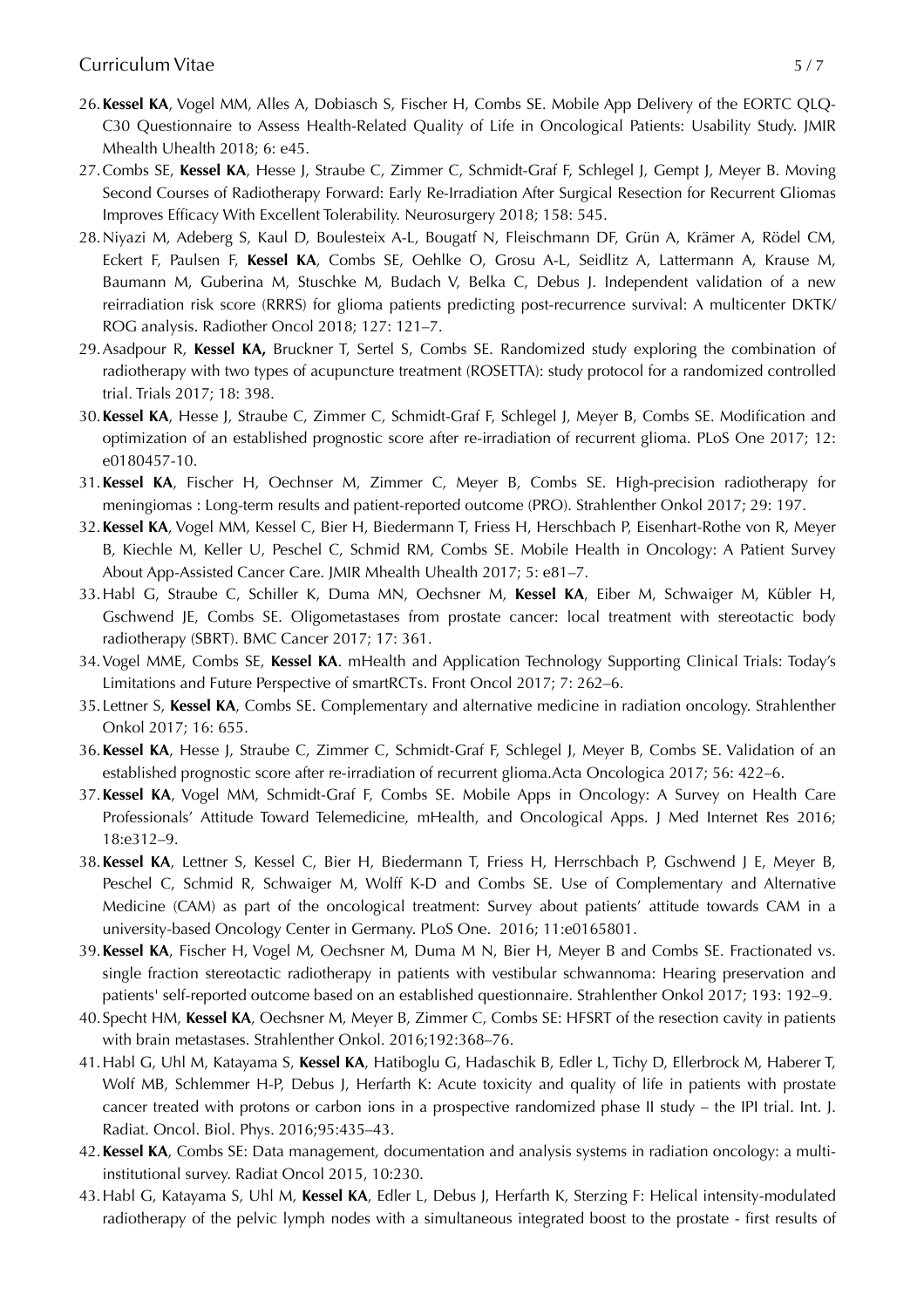26. **Kessel KA**, Vogel MM, Alles A, Dobiasch S, Fischer H, Combs SE. Mobile App Delivery of the EORTC QLQ-C30 Questionnaire to Assess Health-Related Quality of Life in Oncological Patients: Usability Study. JMIR Mhealth Uhealth 2018; 6: e45.
27. Combs SE, **Kessel KA**, Hesse J, Straube C, Zimmer C, Schmidt-Graf F, Schlegel J, Gempt J, Meyer B. Moving Second Courses of Radiotherapy Forward: Early Re-Irradiation After Surgical Resection for Recurrent Gliomas Improves Efficacy With Excellent Tolerability. Neurosurgery 2018; 158: 545.
28. Niyazi M, Adeberg S, Kaul D, Boulesteix A-L, Bougatf N, Fleischmann DF, Grün A, Krämer A, Rödel CM, Eckert F, Paulsen F, **Kessel KA**, Combs SE, Oehlke O, Grosu A-L, Seidlitz A, Lattermann A, Krause M, Baumann M, Guberina M, Stuschke M, Budach V, Belka C, Debus J. Independent validation of a new reirradiation risk score (RRRS) for glioma patients predicting post-recurrence survival: A multicenter DKTK/ROG analysis. Radiother Oncol 2018; 127: 121–7.
29. Asadpour R, **Kessel KA,** Bruckner T, Sertel S, Combs SE. Randomized study exploring the combination of radiotherapy with two types of acupuncture treatment (ROSETTA): study protocol for a randomized controlled trial. Trials 2017; 18: 398.
30. **Kessel KA**, Hesse J, Straube C, Zimmer C, Schmidt-Graf F, Schlegel J, Meyer B, Combs SE. Modification and optimization of an established prognostic score after re-irradiation of recurrent glioma. PLoS One 2017; 12: e0180457-10.
31. **Kessel KA**, Fischer H, Oechnser M, Zimmer C, Meyer B, Combs SE. High-precision radiotherapy for meningiomas : Long-term results and patient-reported outcome (PRO). Strahlenther Onkol 2017; 29: 197.
32. **Kessel KA**, Vogel MM, Kessel C, Bier H, Biedermann T, Friess H, Herschbach P, Eisenhart-Rothe von R, Meyer B, Kiechle M, Keller U, Peschel C, Schmid RM, Combs SE. Mobile Health in Oncology: A Patient Survey About App-Assisted Cancer Care. JMIR Mhealth Uhealth 2017; 5: e81–7.
33. Habl G, Straube C, Schiller K, Duma MN, Oechsner M, **Kessel KA**, Eiber M, Schwaiger M, Kübler H, Gschwend JE, Combs SE. Oligometastases from prostate cancer: local treatment with stereotactic body radiotherapy (SBRT). BMC Cancer 2017; 17: 361.
34. Vogel MME, Combs SE, **Kessel KA**. mHealth and Application Technology Supporting Clinical Trials: Today's Limitations and Future Perspective of smartRCTs. Front Oncol 2017; 7: 262–6.
35. Lettner S, **Kessel KA**, Combs SE. Complementary and alternative medicine in radiation oncology. Strahlenther Onkol 2017; 16: 655.
36. **Kessel KA**, Hesse J, Straube C, Zimmer C, Schmidt-Graf F, Schlegel J, Meyer B, Combs SE. Validation of an established prognostic score after re-irradiation of recurrent glioma.Acta Oncologica 2017; 56: 422–6.
37. **Kessel KA**, Vogel MM, Schmidt-Graf F, Combs SE. Mobile Apps in Oncology: A Survey on Health Care Professionals' Attitude Toward Telemedicine, mHealth, and Oncological Apps. J Med Internet Res 2016; 18:e312–9.
38. **Kessel KA**, Lettner S, Kessel C, Bier H, Biedermann T, Friess H, Herrschbach P, Gschwend J E, Meyer B, Peschel C, Schmid R, Schwaiger M, Wolff K-D and Combs SE. Use of Complementary and Alternative Medicine (CAM) as part of the oncological treatment: Survey about patients' attitude towards CAM in a university-based Oncology Center in Germany. PLoS One. 2016; 11:e0165801.
39. **Kessel KA**, Fischer H, Vogel M, Oechsner M, Duma M N, Bier H, Meyer B and Combs SE. Fractionated vs. single fraction stereotactic radiotherapy in patients with vestibular schwannoma: Hearing preservation and patients' self-reported outcome based on an established questionnaire. Strahlenther Onkol 2017; 193: 192–9.
40. Specht HM, **Kessel KA**, Oechsner M, Meyer B, Zimmer C, Combs SE: HFSRT of the resection cavity in patients with brain metastases. Strahlenther Onkol. 2016;192:368–76.
41. Habl G, Uhl M, Katayama S, **Kessel KA**, Hatiboglu G, Hadaschik B, Edler L, Tichy D, Ellerbrock M, Haberer T, Wolf MB, Schlemmer H-P, Debus J, Herfarth K: Acute toxicity and quality of life in patients with prostate cancer treated with protons or carbon ions in a prospective randomized phase II study – the IPI trial. Int. J. Radiat. Oncol. Biol. Phys. 2016;95:435–43.
42. **Kessel KA**, Combs SE: Data management, documentation and analysis systems in radiation oncology: a multi-institutional survey. Radiat Oncol 2015, 10:230.
43. Habl G, Katayama S, Uhl M, **Kessel KA**, Edler L, Debus J, Herfarth K, Sterzing F: Helical intensity-modulated radiotherapy of the pelvic lymph nodes with a simultaneous integrated boost to the prostate - first results of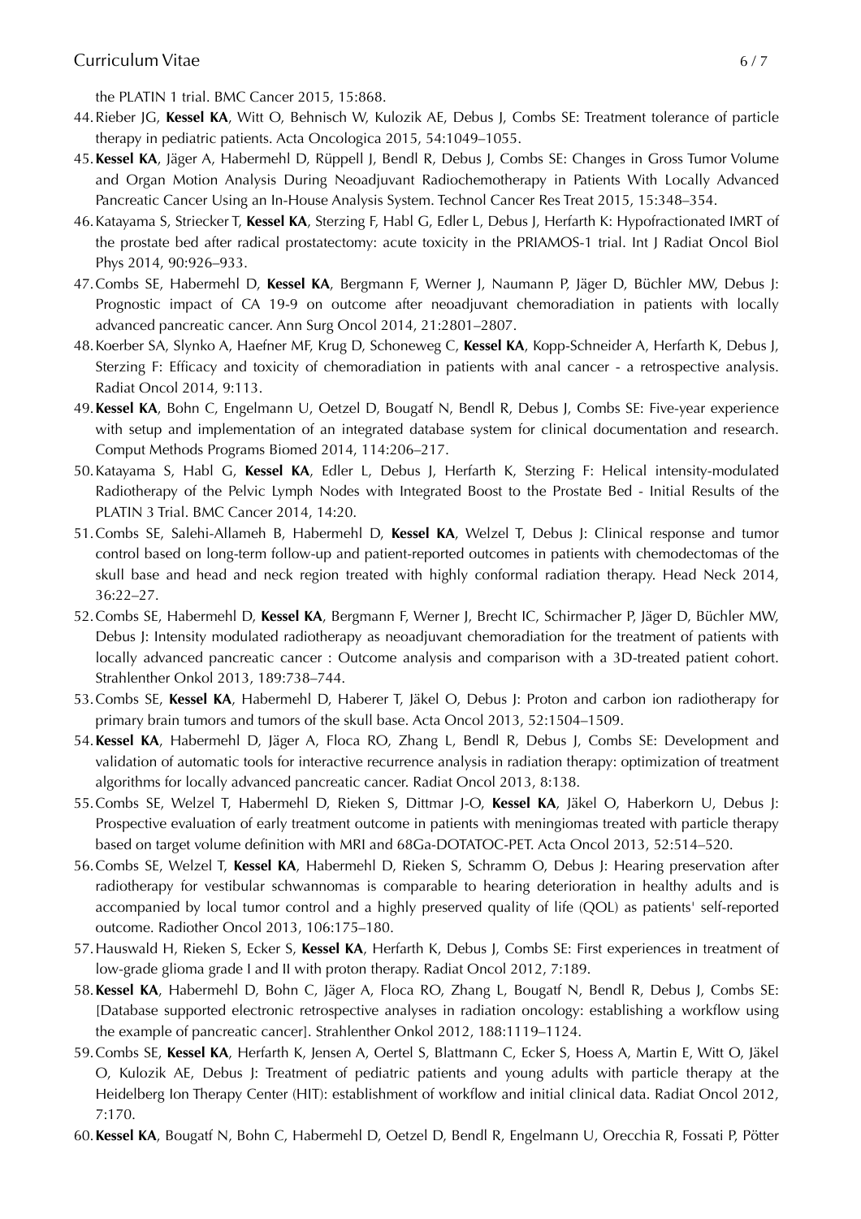the PLATIN 1 trial. BMC Cancer 2015, 15:868.

44. Rieber JG, **Kessel KA**, Witt O, Behnisch W, Kulozik AE, Debus J, Combs SE: Treatment tolerance of particle therapy in pediatric patients. Acta Oncologica 2015, 54:1049–1055.
45. **Kessel KA**, Jäger A, Habermehl D, Rüppell J, Bendl R, Debus J, Combs SE: Changes in Gross Tumor Volume and Organ Motion Analysis During Neoadjuvant Radiochemotherapy in Patients With Locally Advanced Pancreatic Cancer Using an In-House Analysis System. Technol Cancer Res Treat 2015, 15:348–354.
46. Katayama S, Striecker T, **Kessel KA**, Sterzing F, Habl G, Edler L, Debus J, Herfarth K: Hypofractionated IMRT of the prostate bed after radical prostatectomy: acute toxicity in the PRIAMOS-1 trial. Int J Radiat Oncol Biol Phys 2014, 90:926–933.
47. Combs SE, Habermehl D, **Kessel KA**, Bergmann F, Werner J, Naumann P, Jäger D, Büchler MW, Debus J: Prognostic impact of CA 19-9 on outcome after neoadjuvant chemoradiation in patients with locally advanced pancreatic cancer. Ann Surg Oncol 2014, 21:2801–2807.
48. Koerber SA, Slynko A, Haefner MF, Krug D, Schoneweg C, **Kessel KA**, Kopp-Schneider A, Herfarth K, Debus J, Sterzing F: Efficacy and toxicity of chemoradiation in patients with anal cancer - a retrospective analysis. Radiat Oncol 2014, 9:113.
49. **Kessel KA**, Bohn C, Engelmann U, Oetzel D, Bougatf N, Bendl R, Debus J, Combs SE: Five-year experience with setup and implementation of an integrated database system for clinical documentation and research. Comput Methods Programs Biomed 2014, 114:206–217.
50. Katayama S, Habl G, **Kessel KA**, Edler L, Debus J, Herfarth K, Sterzing F: Helical intensity-modulated Radiotherapy of the Pelvic Lymph Nodes with Integrated Boost to the Prostate Bed - Initial Results of the PLATIN 3 Trial. BMC Cancer 2014, 14:20.
51. Combs SE, Salehi-Allameh B, Habermehl D, **Kessel KA**, Welzel T, Debus J: Clinical response and tumor control based on long-term follow-up and patient-reported outcomes in patients with chemodectomas of the skull base and head and neck region treated with highly conformal radiation therapy. Head Neck 2014, 36:22–27.
52. Combs SE, Habermehl D, **Kessel KA**, Bergmann F, Werner J, Brecht IC, Schirmacher P, Jäger D, Büchler MW, Debus J: Intensity modulated radiotherapy as neoadjuvant chemoradiation for the treatment of patients with locally advanced pancreatic cancer : Outcome analysis and comparison with a 3D-treated patient cohort. Strahlenther Onkol 2013, 189:738–744.
53. Combs SE, **Kessel KA**, Habermehl D, Haberer T, Jäkel O, Debus J: Proton and carbon ion radiotherapy for primary brain tumors and tumors of the skull base. Acta Oncol 2013, 52:1504–1509.
54. **Kessel KA**, Habermehl D, Jäger A, Floca RO, Zhang L, Bendl R, Debus J, Combs SE: Development and validation of automatic tools for interactive recurrence analysis in radiation therapy: optimization of treatment algorithms for locally advanced pancreatic cancer. Radiat Oncol 2013, 8:138.
55. Combs SE, Welzel T, Habermehl D, Rieken S, Dittmar J-O, **Kessel KA**, Jäkel O, Haberkorn U, Debus J: Prospective evaluation of early treatment outcome in patients with meningiomas treated with particle therapy based on target volume definition with MRI and 68Ga-DOTATOC-PET. Acta Oncol 2013, 52:514–520.
56. Combs SE, Welzel T, **Kessel KA**, Habermehl D, Rieken S, Schramm O, Debus J: Hearing preservation after radiotherapy for vestibular schwannomas is comparable to hearing deterioration in healthy adults and is accompanied by local tumor control and a highly preserved quality of life (QOL) as patients' self-reported outcome. Radiother Oncol 2013, 106:175–180.
57. Hauswald H, Rieken S, Ecker S, **Kessel KA**, Herfarth K, Debus J, Combs SE: First experiences in treatment of low-grade glioma grade I and II with proton therapy. Radiat Oncol 2012, 7:189.
58. **Kessel KA**, Habermehl D, Bohn C, Jäger A, Floca RO, Zhang L, Bougatf N, Bendl R, Debus J, Combs SE: [Database supported electronic retrospective analyses in radiation oncology: establishing a workflow using the example of pancreatic cancer]. Strahlenther Onkol 2012, 188:1119–1124.
59. Combs SE, **Kessel KA**, Herfarth K, Jensen A, Oertel S, Blattmann C, Ecker S, Hoess A, Martin E, Witt O, Jäkel O, Kulozik AE, Debus J: Treatment of pediatric patients and young adults with particle therapy at the Heidelberg Ion Therapy Center (HIT): establishment of workflow and initial clinical data. Radiat Oncol 2012, 7:170.
60. **Kessel KA**, Bougatf N, Bohn C, Habermehl D, Oetzel D, Bendl R, Engelmann U, Orecchia R, Fossati P, Pötter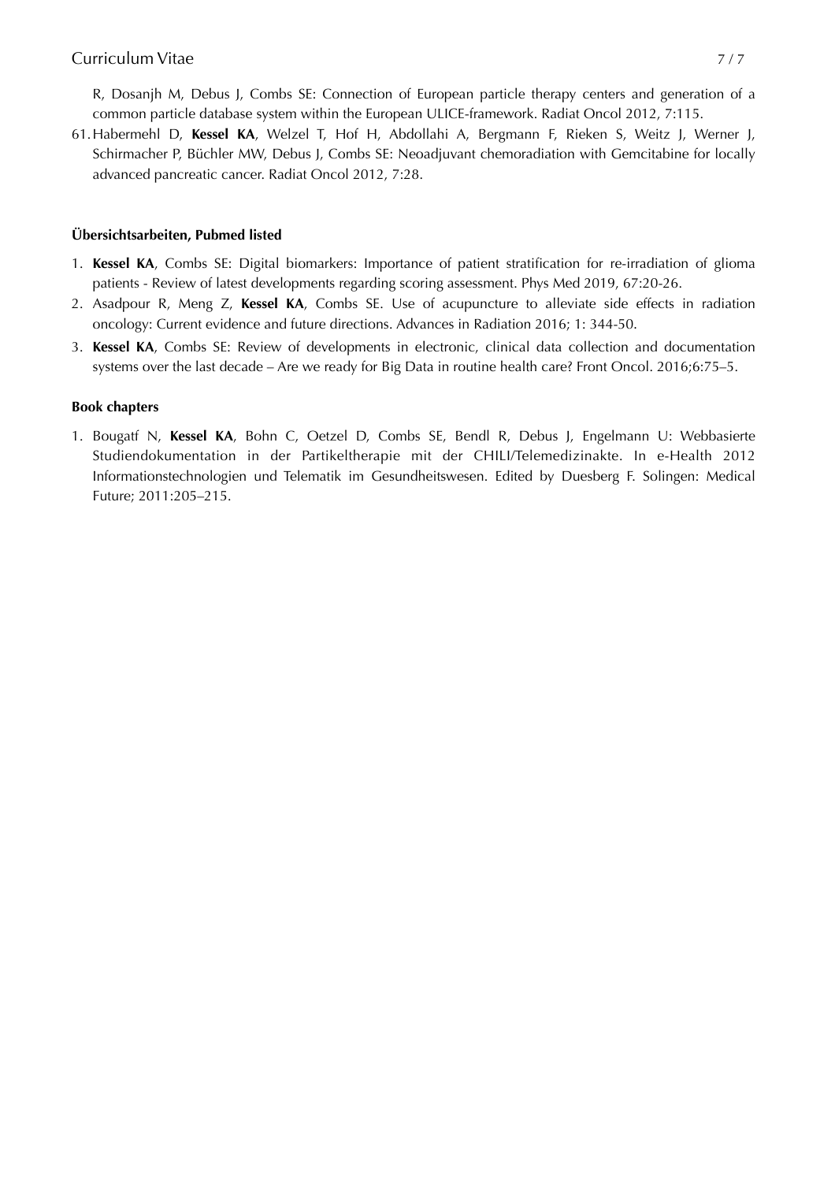R, Dosanjh M, Debus J, Combs SE: Connection of European particle therapy centers and generation of a common particle database system within the European ULICE-framework. Radiat Oncol 2012, 7:115.

61. Habermehl D, **Kessel KA**, Welzel T, Hof H, Abdollahi A, Bergmann F, Rieken S, Weitz J, Werner J, Schirmacher P, Büchler MW, Debus J, Combs SE: Neoadjuvant chemoradiation with Gemcitabine for locally advanced pancreatic cancer. Radiat Oncol 2012, 7:28.

**Übersichtsarbeiten, Pubmed listed**

1. **Kessel KA**, Combs SE: Digital biomarkers: Importance of patient stratification for re-irradiation of glioma patients - Review of latest developments regarding scoring assessment. Phys Med 2019, 67:20-26.
2. Asadpour R, Meng Z, **Kessel KA**, Combs SE. Use of acupuncture to alleviate side effects in radiation oncology: Current evidence and future directions. Advances in Radiation 2016; 1: 344-50.
3. **Kessel KA**, Combs SE: Review of developments in electronic, clinical data collection and documentation systems over the last decade – Are we ready for Big Data in routine health care? Front Oncol. 2016;6:75–5.

**Book chapters**

1. Bougatf N, **Kessel KA**, Bohn C, Oetzel D, Combs SE, Bendl R, Debus J, Engelmann U: Webbasierte Studiendokumentation in der Partikeltherapie mit der CHILI/Telemedizinakte. In e-Health 2012 Informationstechnologien und Telematik im Gesundheitswesen. Edited by Duesberg F. Solingen: Medical Future; 2011:205–215.